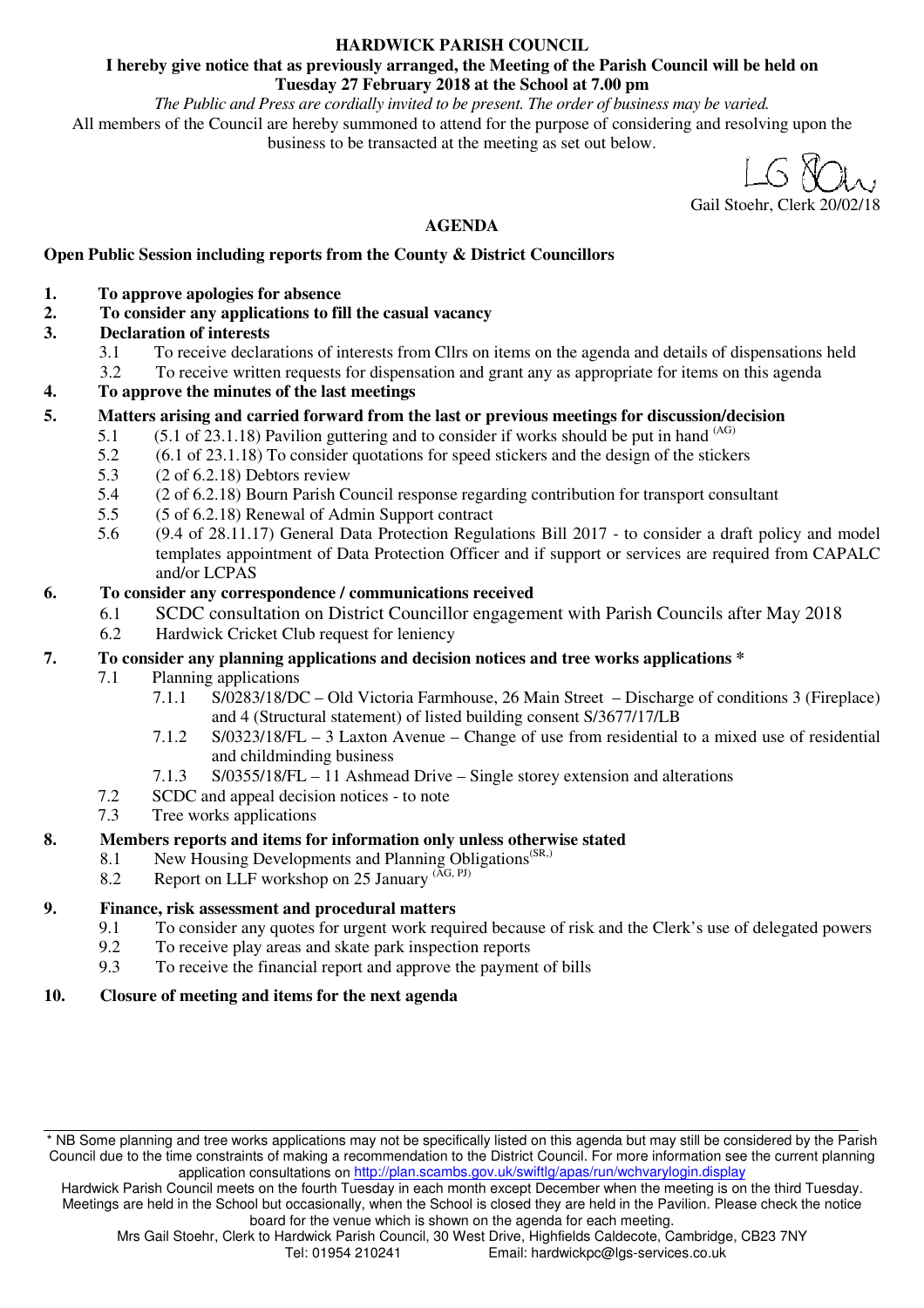**HARDWICK PARISH COUNCIL**

**I hereby give notice that as previously arranged, the Meeting of the Parish Council will be held on Tuesday 27 February 2018 at the School at 7.00 pm**

*The Public and Press are cordially invited to be present. The order of business may be varied.*

All members of the Council are hereby summoned to attend for the purpose of considering and resolving upon the business to be transacted at the meeting as set out below.

Gail Stoehr, Clerk 20/02/18

## AGENDA

**Open Public Session including reports from the County & District Councillors**

**1. To approve apologies for absence**

**2. To consider any applications to fill the casual vacancy**

**3. Declaration of interests**

- 3.1 To receive declarations of interests from Cllrs on items on the agenda and details of dispensations held
- 3.2 To receive written requests for dispensation and grant any as appropriate for items on this agenda

**4. To approve the minutes of the last meetings**

**5. Matters arising and carried forward from the last or previous meetings for discussion/decision**

- 5.1 (5.1 of 23.1.18) Pavilion guttering and to consider if works should be put in hand (AG)
- 5.2 (6.1 of 23.1.18) To consider quotations for speed stickers and the design of the stickers
- 5.3 (2 of 6.2.18) Debtors review
- 5.4 (2 of 6.2.18) Bourn Parish Council response regarding contribution for transport consultant
- 5.5 (5 of 6.2.18) Renewal of Admin Support contract
- 5.6 (9.4 of 28.11.17) General Data Protection Regulations Bill 2017 - to consider a draft policy and model templates appointment of Data Protection Officer and if support or services are required from CAPALC and/or LCPAS

**6. To consider any correspondence / communications received**

- 6.1 SCDC consultation on District Councillor engagement with Parish Councils after May 2018
- 6.2 Hardwick Cricket Club request for leniency

**7. To consider any planning applications and decision notices and tree works applications \***

- 7.1 Planning applications
  - 7.1.1 S/0283/18/DC – Old Victoria Farmhouse, 26 Main Street – Discharge of conditions 3 (Fireplace) and 4 (Structural statement) of listed building consent S/3677/17/LB
  - 7.1.2 S/0323/18/FL – 3 Laxton Avenue – Change of use from residential to a mixed use of residential and childminding business
  - 7.1.3 S/0355/18/FL – 11 Ashmead Drive – Single storey extension and alterations
- 7.2 SCDC and appeal decision notices - to note
- 7.3 Tree works applications

**8. Members reports and items for information only unless otherwise stated**

- 8.1 New Housing Developments and Planning Obligations (SR,)
- 8.2 Report on LLF workshop on 25 January (AG, PJ)

**9. Finance, risk assessment and procedural matters**

- 9.1 To consider any quotes for urgent work required because of risk and the Clerk's use of delegated powers
- 9.2 To receive play areas and skate park inspection reports
- 9.3 To receive the financial report and approve the payment of bills

**10. Closure of meeting and items for the next agenda**

---

\* NB Some planning and tree works applications may not be specifically listed on this agenda but may still be considered by the Parish Council due to the time constraints of making a recommendation to the District Council. For more information see the current planning application consultations on http://plan.scambs.gov.uk/swiftlg/apas/run/wchvarylogin.display

Hardwick Parish Council meets on the fourth Tuesday in each month except December when the meeting is on the third Tuesday. Meetings are held in the School but occasionally, when the School is closed they are held in the Pavilion. Please check the notice board for the venue which is shown on the agenda for each meeting.

Mrs Gail Stoehr, Clerk to Hardwick Parish Council, 30 West Drive, Highfields Caldecote, Cambridge, CB23 7NY
Tel: 01954 210241 Email: hardwickpc@lgs-services.co.uk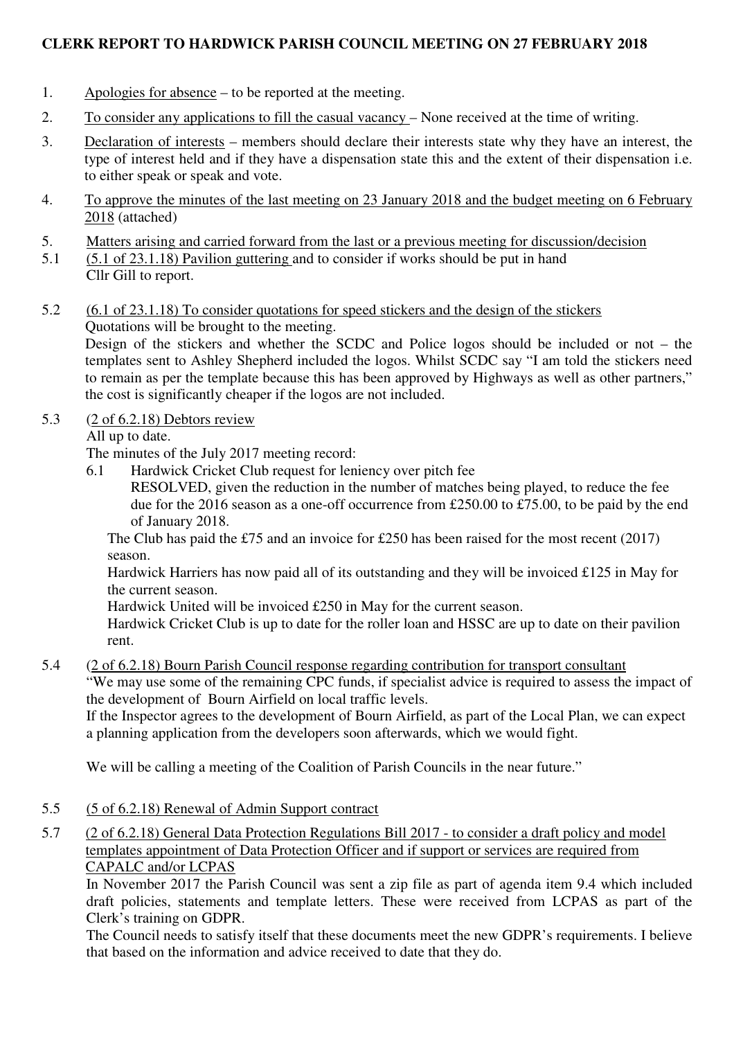# CLERK REPORT TO HARDWICK PARISH COUNCIL MEETING ON 27 FEBRUARY 2018

1. Apologies for absence – to be reported at the meeting.

2. To consider any applications to fill the casual vacancy – None received at the time of writing.

3. Declaration of interests – members should declare their interests state why they have an interest, the type of interest held and if they have a dispensation state this and the extent of their dispensation i.e. to either speak or speak and vote.

4. To approve the minutes of the last meeting on 23 January 2018 and the budget meeting on 6 February 2018 (attached)

5. Matters arising and carried forward from the last or a previous meeting for discussion/decision

5.1 (5.1 of 23.1.18) Pavilion guttering and to consider if works should be put in hand
Cllr Gill to report.

5.2 (6.1 of 23.1.18) To consider quotations for speed stickers and the design of the stickers
Quotations will be brought to the meeting.
Design of the stickers and whether the SCDC and Police logos should be included or not – the templates sent to Ashley Shepherd included the logos. Whilst SCDC say "I am told the stickers need to remain as per the template because this has been approved by Highways as well as other partners," the cost is significantly cheaper if the logos are not included.

5.3 (2 of 6.2.18) Debtors review
All up to date.
The minutes of the July 2017 meeting record:
   6.1 Hardwick Cricket Club request for leniency over pitch fee
   RESOLVED, given the reduction in the number of matches being played, to reduce the fee due for the 2016 season as a one-off occurrence from £250.00 to £75.00, to be paid by the end of January 2018.

   The Club has paid the £75 and an invoice for £250 has been raised for the most recent (2017) season.
   Hardwick Harriers has now paid all of its outstanding and they will be invoiced £125 in May for the current season.
   Hardwick United will be invoiced £250 in May for the current season.
   Hardwick Cricket Club is up to date for the roller loan and HSSC are up to date on their pavilion rent.

5.4 (2 of 6.2.18) Bourn Parish Council response regarding contribution for transport consultant
"We may use some of the remaining CPC funds, if specialist advice is required to assess the impact of the development of Bourn Airfield on local traffic levels.
If the Inspector agrees to the development of Bourn Airfield, as part of the Local Plan, we can expect a planning application from the developers soon afterwards, which we would fight.

We will be calling a meeting of the Coalition of Parish Councils in the near future."

5.5 (5 of 6.2.18) Renewal of Admin Support contract

5.7 (2 of 6.2.18) General Data Protection Regulations Bill 2017 - to consider a draft policy and model templates appointment of Data Protection Officer and if support or services are required from CAPALC and/or LCPAS
In November 2017 the Parish Council was sent a zip file as part of agenda item 9.4 which included draft policies, statements and template letters. These were received from LCPAS as part of the Clerk's training on GDPR.
The Council needs to satisfy itself that these documents meet the new GDPR's requirements. I believe that based on the information and advice received to date that they do.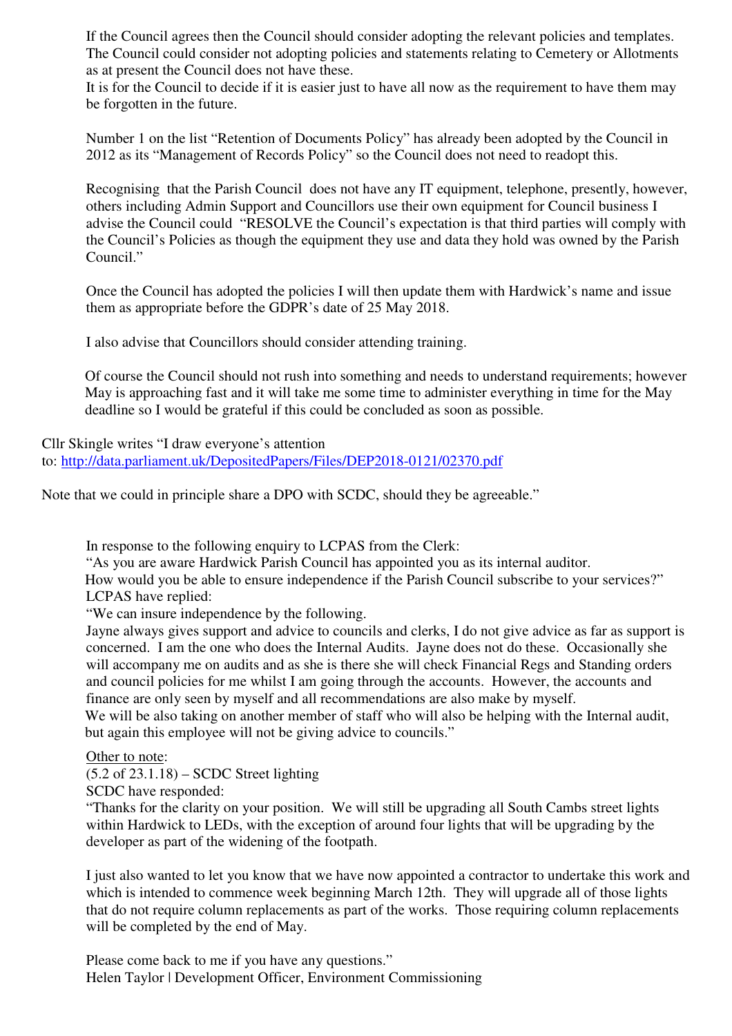If the Council agrees then the Council should consider adopting the relevant policies and templates. The Council could consider not adopting policies and statements relating to Cemetery or Allotments as at present the Council does not have these.
It is for the Council to decide if it is easier just to have all now as the requirement to have them may be forgotten in the future.

Number 1 on the list "Retention of Documents Policy" has already been adopted by the Council in 2012 as its "Management of Records Policy" so the Council does not need to readopt this.

Recognising that the Parish Council does not have any IT equipment, telephone, presently, however, others including Admin Support and Councillors use their own equipment for Council business I advise the Council could "RESOLVE the Council's expectation is that third parties will comply with the Council's Policies as though the equipment they use and data they hold was owned by the Parish Council."

Once the Council has adopted the policies I will then update them with Hardwick's name and issue them as appropriate before the GDPR's date of 25 May 2018.

I also advise that Councillors should consider attending training.

Of course the Council should not rush into something and needs to understand requirements; however May is approaching fast and it will take me some time to administer everything in time for the May deadline so I would be grateful if this could be concluded as soon as possible.

Cllr Skingle writes "I draw everyone's attention to: http://data.parliament.uk/DepositedPapers/Files/DEP2018-0121/02370.pdf

Note that we could in principle share a DPO with SCDC, should they be agreeable."

In response to the following enquiry to LCPAS from the Clerk:
"As you are aware Hardwick Parish Council has appointed you as its internal auditor.
How would you be able to ensure independence if the Parish Council subscribe to your services?"
LCPAS have replied:
"We can insure independence by the following.
Jayne always gives support and advice to councils and clerks, I do not give advice as far as support is concerned. I am the one who does the Internal Audits. Jayne does not do these. Occasionally she will accompany me on audits and as she is there she will check Financial Regs and Standing orders and council policies for me whilst I am going through the accounts. However, the accounts and finance are only seen by myself and all recommendations are also make by myself.
We will be also taking on another member of staff who will also be helping with the Internal audit, but again this employee will not be giving advice to councils."

Other to note:
(5.2 of 23.1.18) – SCDC Street lighting
SCDC have responded:
"Thanks for the clarity on your position. We will still be upgrading all South Cambs street lights within Hardwick to LEDs, with the exception of around four lights that will be upgrading by the developer as part of the widening of the footpath.

I just also wanted to let you know that we have now appointed a contractor to undertake this work and which is intended to commence week beginning March 12th. They will upgrade all of those lights that do not require column replacements as part of the works. Those requiring column replacements will be completed by the end of May.

Please come back to me if you have any questions."
Helen Taylor | Development Officer, Environment Commissioning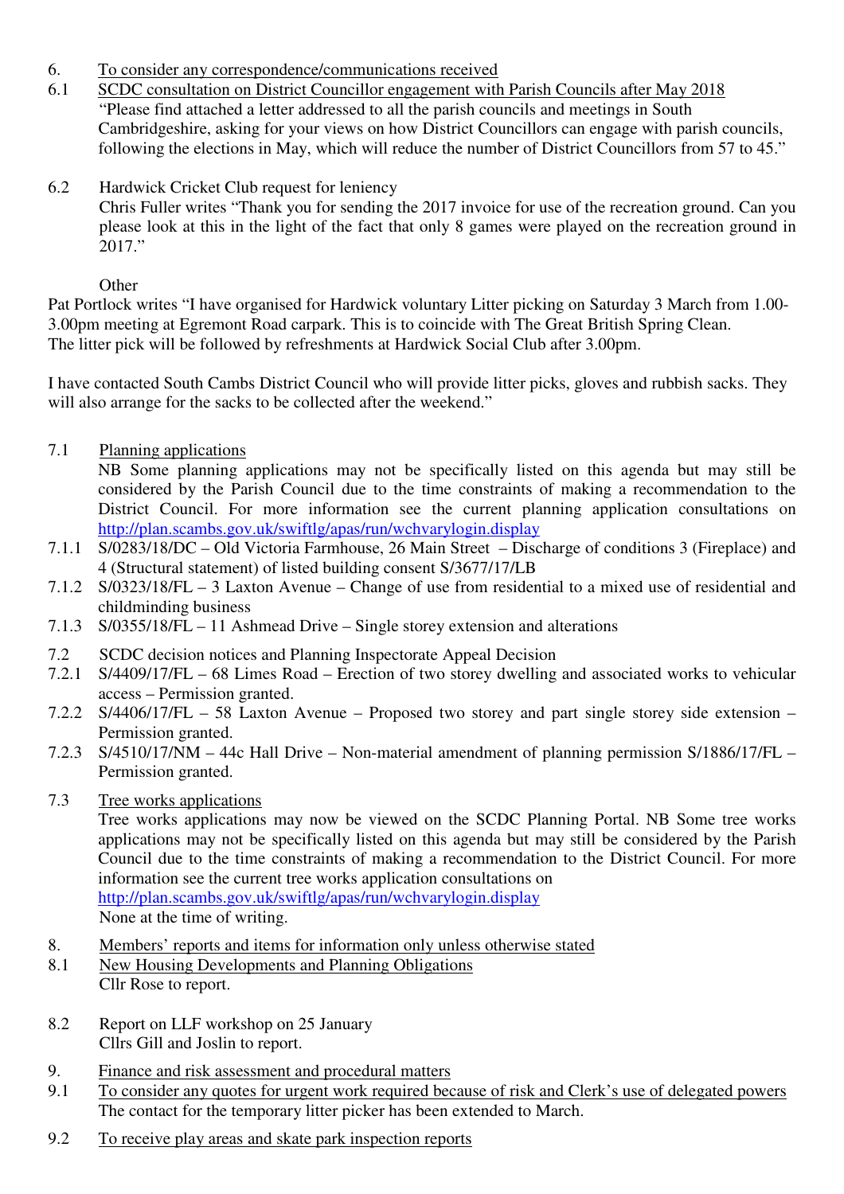6. <u>To consider any correspondence/communications received</u>

6.1 <u>SCDC consultation on District Councillor engagement with Parish Councils after May 2018</u>
"Please find attached a letter addressed to all the parish councils and meetings in South Cambridgeshire, asking for your views on how District Councillors can engage with parish councils, following the elections in May, which will reduce the number of District Councillors from 57 to 45."

6.2 Hardwick Cricket Club request for leniency
Chris Fuller writes "Thank you for sending the 2017 invoice for use of the recreation ground. Can you please look at this in the light of the fact that only 8 games were played on the recreation ground in 2017."

Other

Pat Portlock writes "I have organised for Hardwick voluntary Litter picking on Saturday 3 March from 1.00-3.00pm meeting at Egremont Road carpark. This is to coincide with The Great British Spring Clean.
The litter pick will be followed by refreshments at Hardwick Social Club after 3.00pm.

I have contacted South Cambs District Council who will provide litter picks, gloves and rubbish sacks. They will also arrange for the sacks to be collected after the weekend."

7.1 <u>Planning applications</u>
NB Some planning applications may not be specifically listed on this agenda but may still be considered by the Parish Council due to the time constraints of making a recommendation to the District Council. For more information see the current planning application consultations on [http://plan.scambs.gov.uk/swiftlg/apas/run/wchvarylogin.display](http://plan.scambs.gov.uk/swiftlg/apas/run/wchvarylogin.display)

7.1.1 S/0283/18/DC – Old Victoria Farmhouse, 26 Main Street – Discharge of conditions 3 (Fireplace) and 4 (Structural statement) of listed building consent S/3677/17/LB

7.1.2 S/0323/18/FL – 3 Laxton Avenue – Change of use from residential to a mixed use of residential and childminding business

7.1.3 S/0355/18/FL – 11 Ashmead Drive – Single storey extension and alterations

7.2 SCDC decision notices and Planning Inspectorate Appeal Decision

7.2.1 S/4409/17/FL – 68 Limes Road – Erection of two storey dwelling and associated works to vehicular access – Permission granted.

7.2.2 S/4406/17/FL – 58 Laxton Avenue – Proposed two storey and part single storey side extension – Permission granted.

7.2.3 S/4510/17/NM – 44c Hall Drive – Non-material amendment of planning permission S/1886/17/FL – Permission granted.

7.3 <u>Tree works applications</u>
Tree works applications may now be viewed on the SCDC Planning Portal. NB Some tree works applications may not be specifically listed on this agenda but may still be considered by the Parish Council due to the time constraints of making a recommendation to the District Council. For more information see the current tree works application consultations on
[http://plan.scambs.gov.uk/swiftlg/apas/run/wchvarylogin.display](http://plan.scambs.gov.uk/swiftlg/apas/run/wchvarylogin.display)
None at the time of writing.

8. <u>Members' reports and items for information only unless otherwise stated</u>

8.1 <u>New Housing Developments and Planning Obligations</u>
Cllr Rose to report.

8.2 Report on LLF workshop on 25 January
Cllrs Gill and Joslin to report.

9. <u>Finance and risk assessment and procedural matters</u>

9.1 <u>To consider any quotes for urgent work required because of risk and Clerk's use of delegated powers</u>
The contact for the temporary litter picker has been extended to March.

9.2 <u>To receive play areas and skate park inspection reports</u>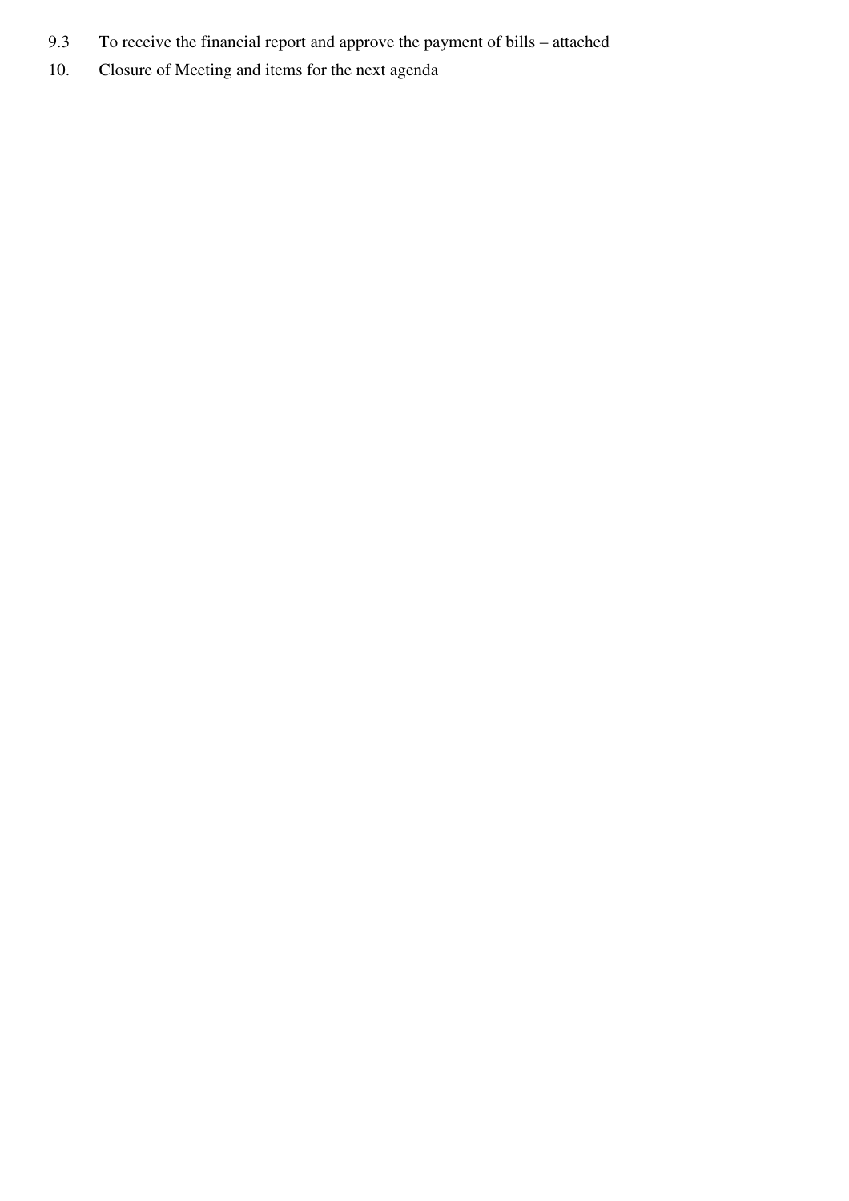9.3 <u>To receive the financial report and approve the payment of bills</u> – attached

10. <u>Closure of Meeting and items for the next agenda</u>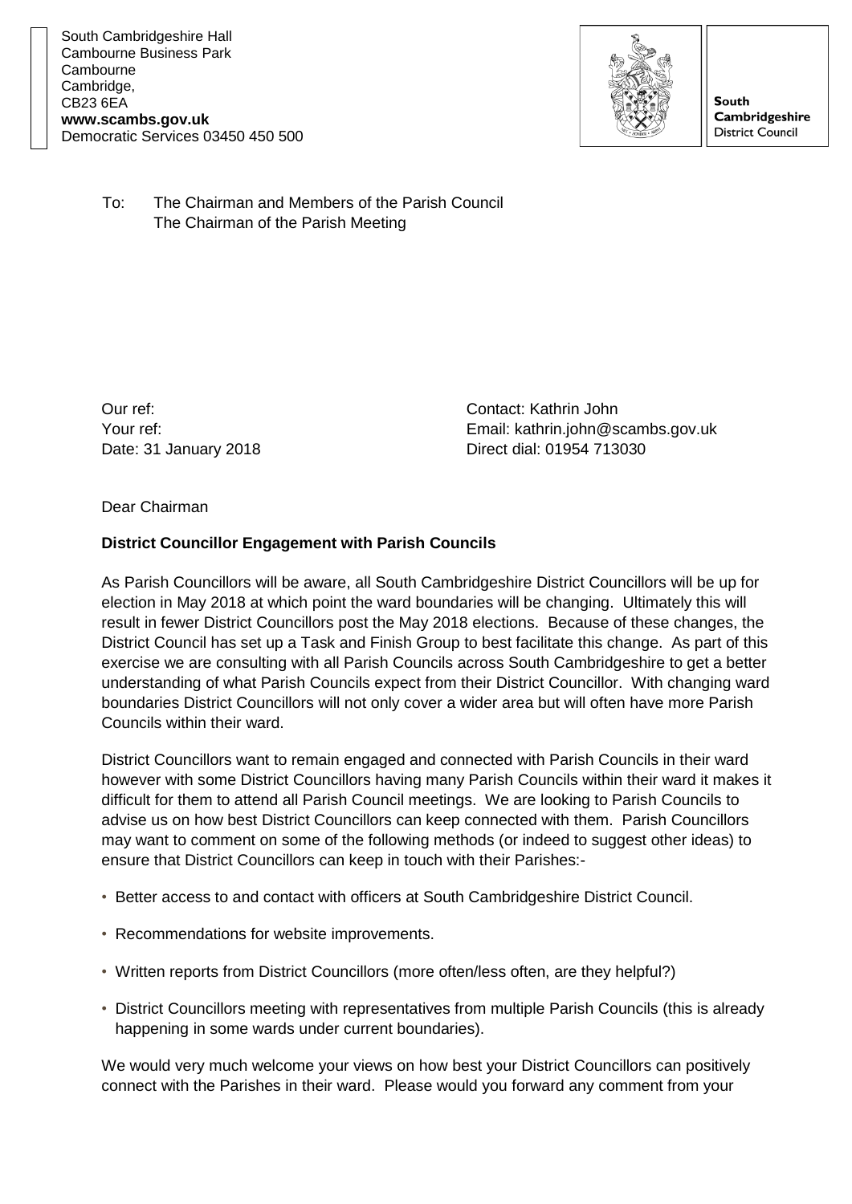South Cambridgeshire Hall
Cambourne Business Park
Cambourne
Cambridge,
CB23 6EA
**www.scambs.gov.uk**
Democratic Services 03450 450 500

**South Cambridgeshire** District Council

To: The Chairman and Members of the Parish Council
The Chairman of the Parish Meeting

Our ref:
Your ref:
Date: 31 January 2018

Contact: Kathrin John
Email: kathrin.john@scambs.gov.uk
Direct dial: 01954 713030

Dear Chairman

**District Councillor Engagement with Parish Councils**

As Parish Councillors will be aware, all South Cambridgeshire District Councillors will be up for election in May 2018 at which point the ward boundaries will be changing. Ultimately this will result in fewer District Councillors post the May 2018 elections. Because of these changes, the District Council has set up a Task and Finish Group to best facilitate this change. As part of this exercise we are consulting with all Parish Councils across South Cambridgeshire to get a better understanding of what Parish Councils expect from their District Councillor. With changing ward boundaries District Councillors will not only cover a wider area but will often have more Parish Councils within their ward.

District Councillors want to remain engaged and connected with Parish Councils in their ward however with some District Councillors having many Parish Councils within their ward it makes it difficult for them to attend all Parish Council meetings. We are looking to Parish Councils to advise us on how best District Councillors can keep connected with them. Parish Councillors may want to comment on some of the following methods (or indeed to suggest other ideas) to ensure that District Councillors can keep in touch with their Parishes:-

- Better access to and contact with officers at South Cambridgeshire District Council.
- Recommendations for website improvements.
- Written reports from District Councillors (more often/less often, are they helpful?)
- District Councillors meeting with representatives from multiple Parish Councils (this is already happening in some wards under current boundaries).

We would very much welcome your views on how best your District Councillors can positively connect with the Parishes in their ward. Please would you forward any comment from your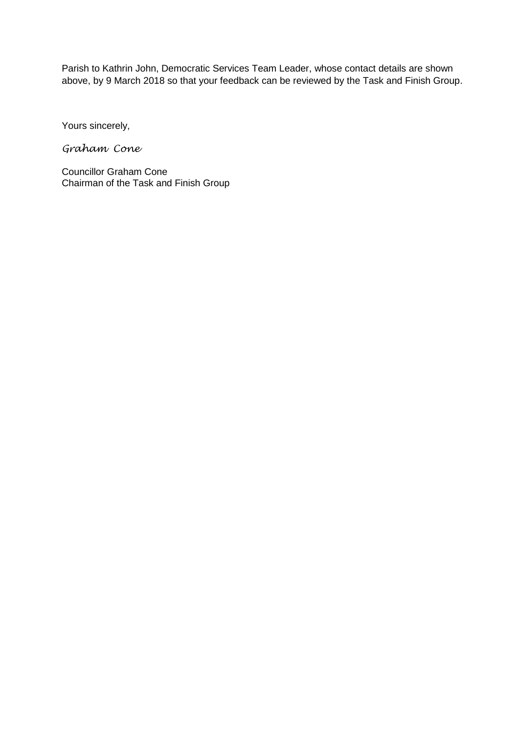Parish to Kathrin John, Democratic Services Team Leader, whose contact details are shown above, by 9 March 2018 so that your feedback can be reviewed by the Task and Finish Group.

Yours sincerely,

*Graham Cone*

Councillor Graham Cone  
Chairman of the Task and Finish Group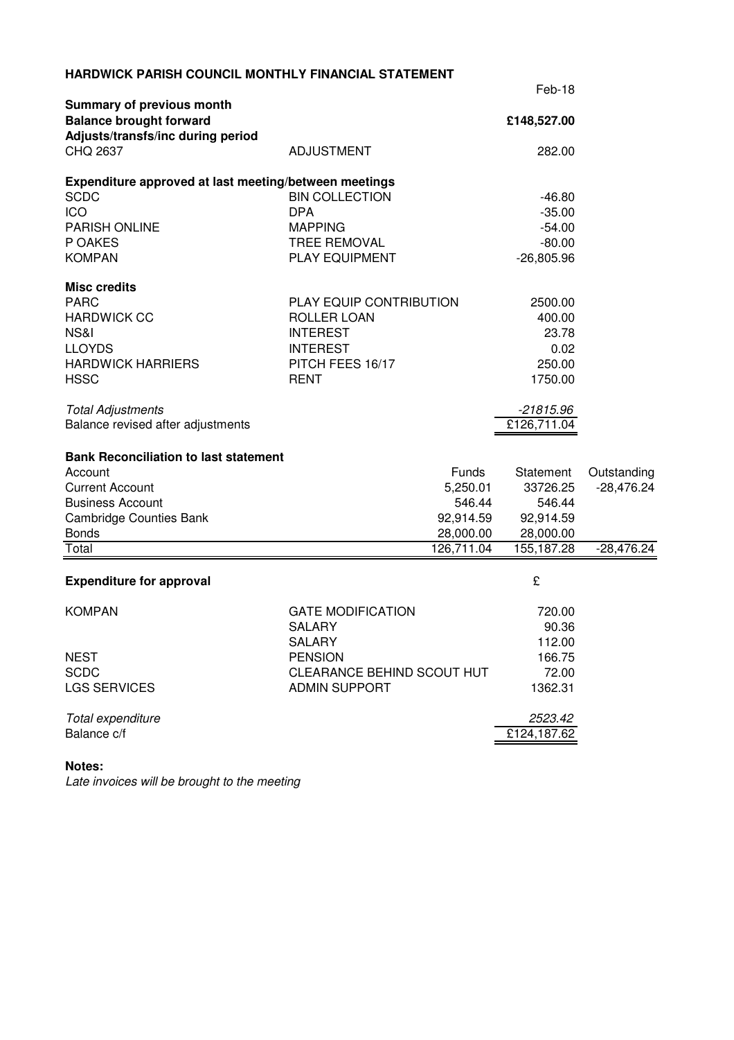**HARDWICK PARISH COUNCIL MONTHLY FINANCIAL STATEMENT**

| | | | |
|---|---|---|---|
| | | | Feb-18 |
| **Summary of previous month** | | | |
| **Balance brought forward** | | | **£148,527.00** |
| **Adjusts/transfs/inc during period** | | | |
| CHQ 2637 | ADJUSTMENT | | 282.00 |
| | | | |
| **Expenditure approved at last meeting/between meetings** | | | |
| SCDC | BIN COLLECTION | | -46.80 |
| ICO | DPA | | -35.00 |
| PARISH ONLINE | MAPPING | | -54.00 |
| P OAKES | TREE REMOVAL | | -80.00 |
| KOMPAN | PLAY EQUIPMENT | | -26,805.96 |
| | | | |
| **Misc credits** | | | |
| PARC | PLAY EQUIP CONTRIBUTION | | 2500.00 |
| HARDWICK CC | ROLLER LOAN | | 400.00 |
| NS&I | INTEREST | | 23.78 |
| LLOYDS | INTEREST | | 0.02 |
| HARDWICK HARRIERS | PITCH FEES 16/17 | | 250.00 |
| HSSC | RENT | | 1750.00 |
| | | | |
| *Total Adjustments* | | | *-21815.96* |
| Balance revised after adjustments | | | £126,711.04 |

**Bank Reconciliation to last statement**

| Account | Funds | Statement | Outstanding |
|---|---|---|---|
| Current Account | 5,250.01 | 33726.25 | -28,476.24 |
| Business Account | 546.44 | 546.44 | |
| Cambridge Counties Bank | 92,914.59 | 92,914.59 | |
| Bonds | 28,000.00 | 28,000.00 | |
| Total | 126,711.04 | 155,187.28 | -28,476.24 |

**Expenditure for approval**

| | | £ |
|---|---|---|
| KOMPAN | GATE MODIFICATION | 720.00 |
| | SALARY | 90.36 |
| | SALARY | 112.00 |
| NEST | PENSION | 166.75 |
| SCDC | CLEARANCE BEHIND SCOUT HUT | 72.00 |
| LGS SERVICES | ADMIN SUPPORT | 1362.31 |
| | | |
| *Total expenditure* | | *2523.42* |
| Balance c/f | | £124,187.62 |

**Notes:**

*Late invoices will be brought to the meeting*